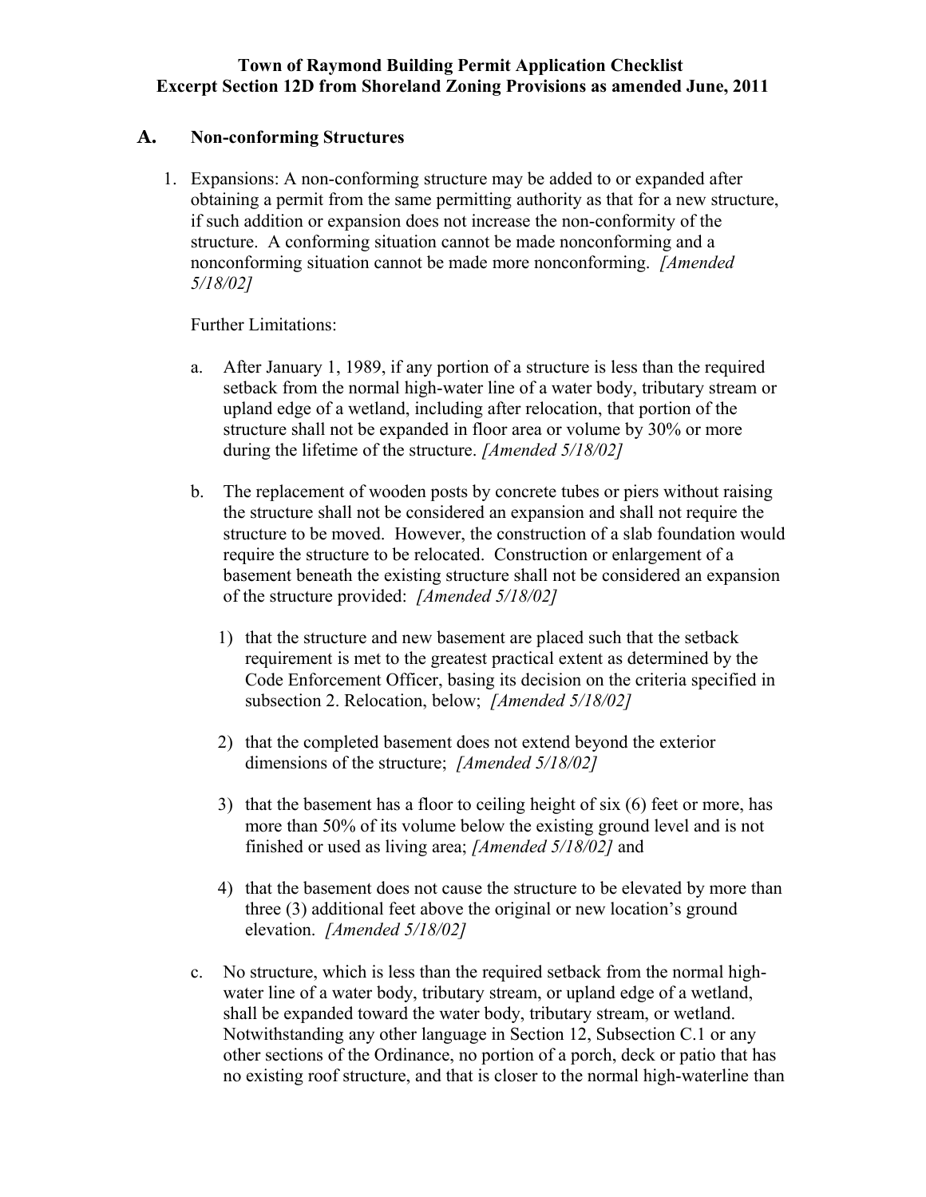**Town of Raymond Building Permit Application Checklist**
**Excerpt Section 12D from Shoreland Zoning Provisions as amended June, 2011**

## A. Non-conforming Structures

1. Expansions: A non-conforming structure may be added to or expanded after obtaining a permit from the same permitting authority as that for a new structure, if such addition or expansion does not increase the non-conformity of the structure. A conforming situation cannot be made nonconforming and a nonconforming situation cannot be made more nonconforming. *[Amended 5/18/02]*

   Further Limitations:

   a. After January 1, 1989, if any portion of a structure is less than the required setback from the normal high-water line of a water body, tributary stream or upland edge of a wetland, including after relocation, that portion of the structure shall not be expanded in floor area or volume by 30% or more during the lifetime of the structure. *[Amended 5/18/02]*

   b. The replacement of wooden posts by concrete tubes or piers without raising the structure shall not be considered an expansion and shall not require the structure to be moved. However, the construction of a slab foundation would require the structure to be relocated. Construction or enlargement of a basement beneath the existing structure shall not be considered an expansion of the structure provided: *[Amended 5/18/02]*

      1) that the structure and new basement are placed such that the setback requirement is met to the greatest practical extent as determined by the Code Enforcement Officer, basing its decision on the criteria specified in subsection 2. Relocation, below; *[Amended 5/18/02]*

      2) that the completed basement does not extend beyond the exterior dimensions of the structure; *[Amended 5/18/02]*

      3) that the basement has a floor to ceiling height of six (6) feet or more, has more than 50% of its volume below the existing ground level and is not finished or used as living area; *[Amended 5/18/02]* and

      4) that the basement does not cause the structure to be elevated by more than three (3) additional feet above the original or new location's ground elevation. *[Amended 5/18/02]*

   c. No structure, which is less than the required setback from the normal high-water line of a water body, tributary stream, or upland edge of a wetland, shall be expanded toward the water body, tributary stream, or wetland. Notwithstanding any other language in Section 12, Subsection C.1 or any other sections of the Ordinance, no portion of a porch, deck or patio that has no existing roof structure, and that is closer to the normal high-waterline than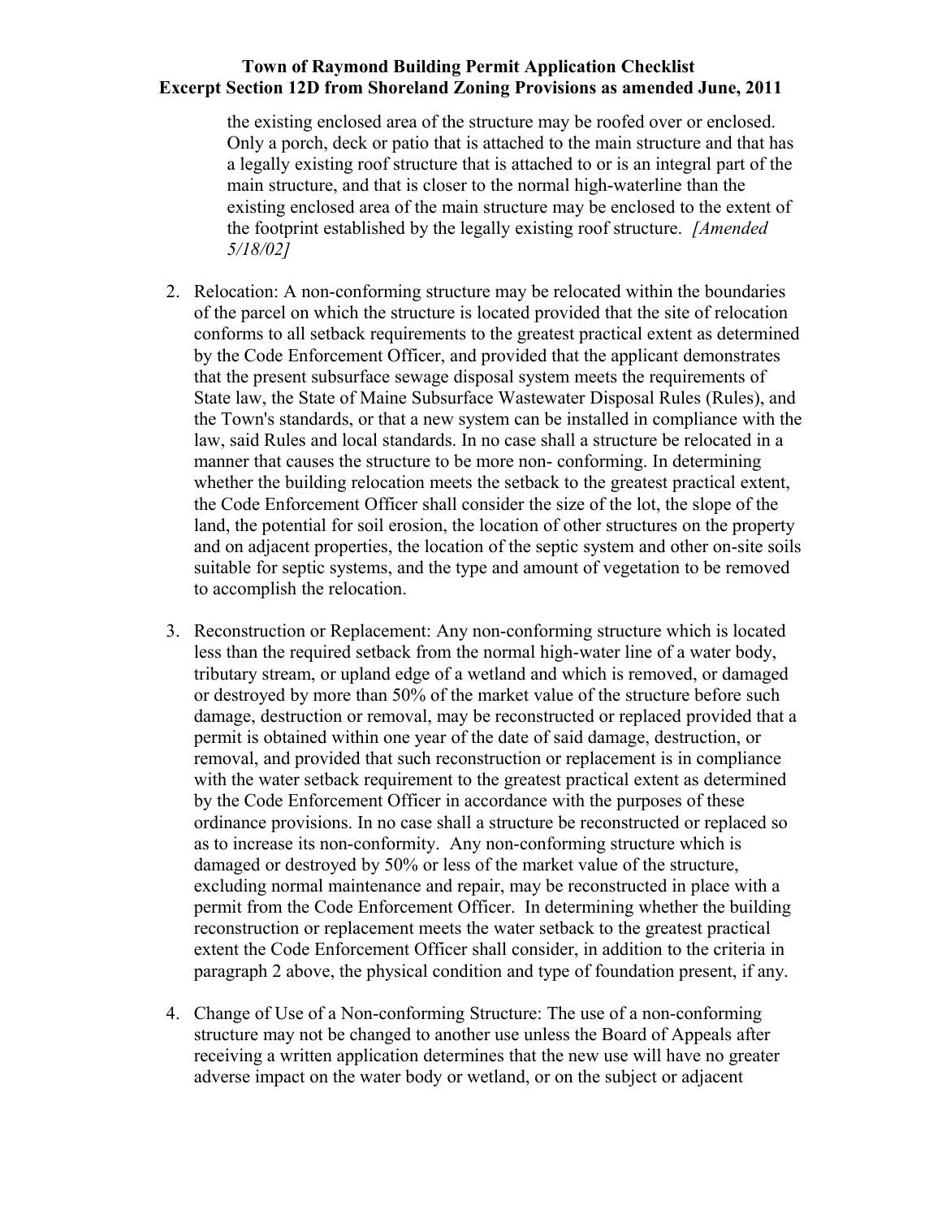the existing enclosed area of the structure may be roofed over or enclosed. Only a porch, deck or patio that is attached to the main structure and that has a legally existing roof structure that is attached to or is an integral part of the main structure, and that is closer to the normal high-waterline than the existing enclosed area of the main structure may be enclosed to the extent of the footprint established by the legally existing roof structure. *[Amended 5/18/02]*

2. Relocation: A non-conforming structure may be relocated within the boundaries of the parcel on which the structure is located provided that the site of relocation conforms to all setback requirements to the greatest practical extent as determined by the Code Enforcement Officer, and provided that the applicant demonstrates that the present subsurface sewage disposal system meets the requirements of State law, the State of Maine Subsurface Wastewater Disposal Rules (Rules), and the Town's standards, or that a new system can be installed in compliance with the law, said Rules and local standards. In no case shall a structure be relocated in a manner that causes the structure to be more non- conforming. In determining whether the building relocation meets the setback to the greatest practical extent, the Code Enforcement Officer shall consider the size of the lot, the slope of the land, the potential for soil erosion, the location of other structures on the property and on adjacent properties, the location of the septic system and other on-site soils suitable for septic systems, and the type and amount of vegetation to be removed to accomplish the relocation.

3. Reconstruction or Replacement: Any non-conforming structure which is located less than the required setback from the normal high-water line of a water body, tributary stream, or upland edge of a wetland and which is removed, or damaged or destroyed by more than 50% of the market value of the structure before such damage, destruction or removal, may be reconstructed or replaced provided that a permit is obtained within one year of the date of said damage, destruction, or removal, and provided that such reconstruction or replacement is in compliance with the water setback requirement to the greatest practical extent as determined by the Code Enforcement Officer in accordance with the purposes of these ordinance provisions. In no case shall a structure be reconstructed or replaced so as to increase its non-conformity. Any non-conforming structure which is damaged or destroyed by 50% or less of the market value of the structure, excluding normal maintenance and repair, may be reconstructed in place with a permit from the Code Enforcement Officer. In determining whether the building reconstruction or replacement meets the water setback to the greatest practical extent the Code Enforcement Officer shall consider, in addition to the criteria in paragraph 2 above, the physical condition and type of foundation present, if any.

4. Change of Use of a Non-conforming Structure: The use of a non-conforming structure may not be changed to another use unless the Board of Appeals after receiving a written application determines that the new use will have no greater adverse impact on the water body or wetland, or on the subject or adjacent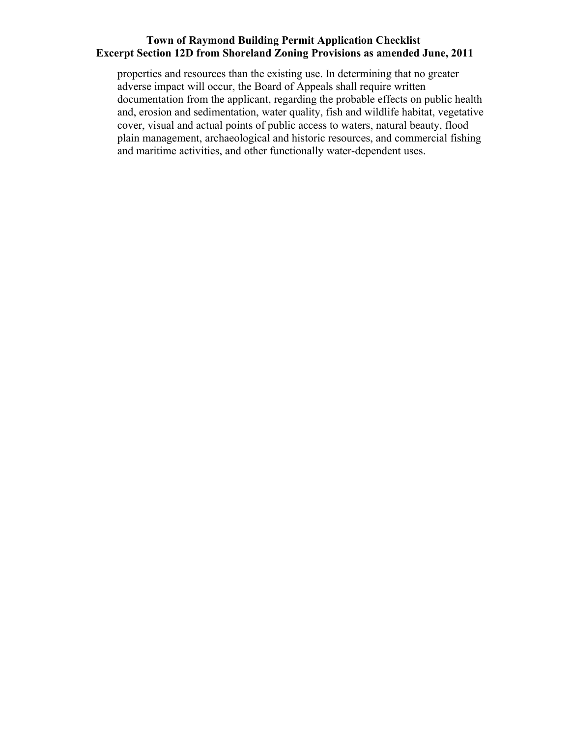properties and resources than the existing use. In determining that no greater adverse impact will occur, the Board of Appeals shall require written documentation from the applicant, regarding the probable effects on public health and, erosion and sedimentation, water quality, fish and wildlife habitat, vegetative cover, visual and actual points of public access to waters, natural beauty, flood plain management, archaeological and historic resources, and commercial fishing and maritime activities, and other functionally water-dependent uses.